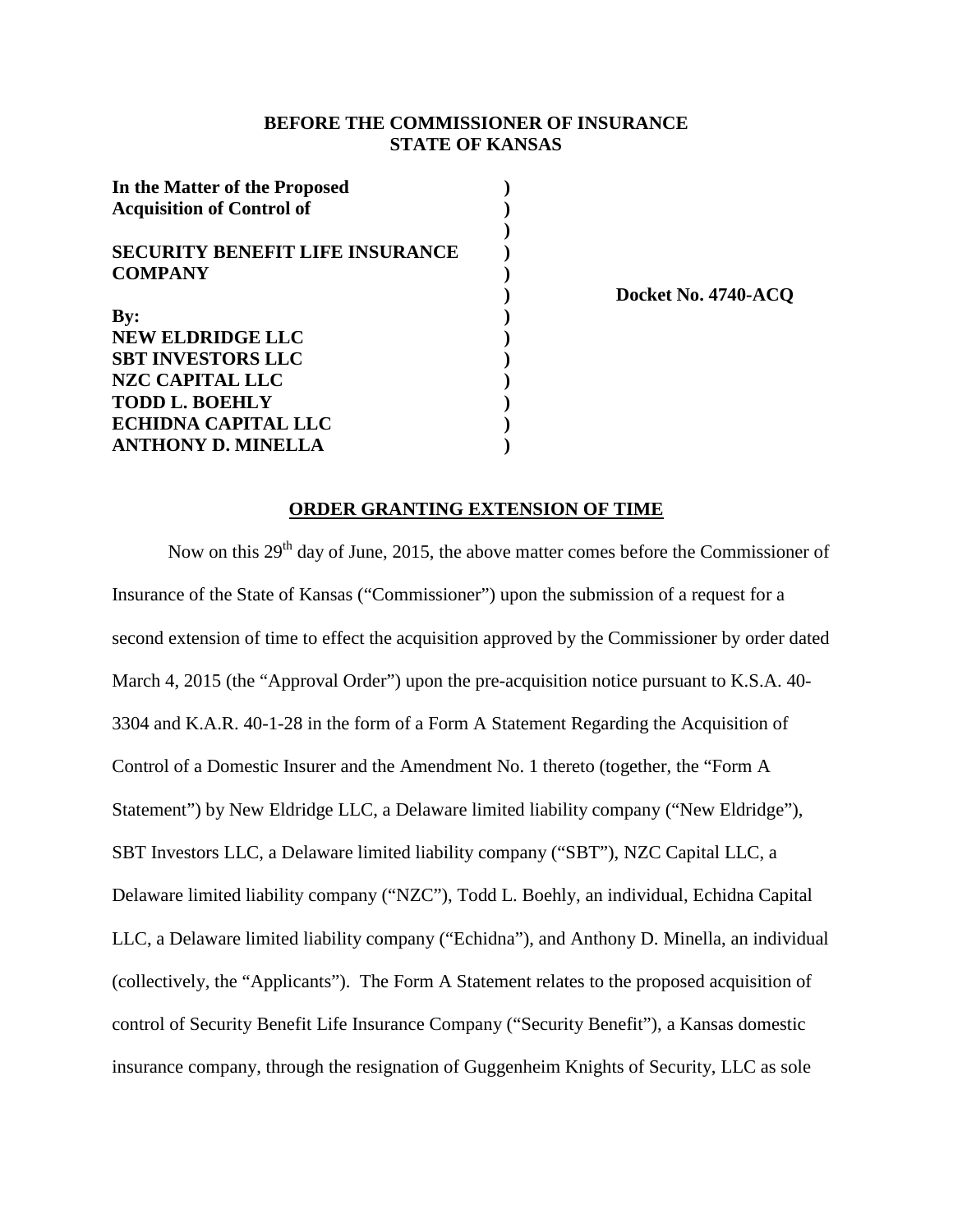**BEFORE THE COMMISSIONER OF INSURANCE**
**STATE OF KANSAS**

| | | |
|---|---|---|
| **In the Matter of the Proposed Acquisition of Control of** | **)** | |
| | **)** | |
| **SECURITY BENEFIT LIFE INSURANCE COMPANY** | **)** | |
| | **)** | **Docket No. 4740-ACQ** |
| **By:** | **)** | |
| **NEW ELDRIDGE LLC** | **)** | |
| **SBT INVESTORS LLC** | **)** | |
| **NZC CAPITAL LLC** | **)** | |
| **TODD L. BOEHLY** | **)** | |
| **ECHIDNA CAPITAL LLC** | **)** | |
| **ANTHONY D. MINELLA** | **)** | |

**ORDER GRANTING EXTENSION OF TIME**

Now on this 29th day of June, 2015, the above matter comes before the Commissioner of Insurance of the State of Kansas ("Commissioner") upon the submission of a request for a second extension of time to effect the acquisition approved by the Commissioner by order dated March 4, 2015 (the "Approval Order") upon the pre-acquisition notice pursuant to K.S.A. 40-3304 and K.A.R. 40-1-28 in the form of a Form A Statement Regarding the Acquisition of Control of a Domestic Insurer and the Amendment No. 1 thereto (together, the "Form A Statement") by New Eldridge LLC, a Delaware limited liability company ("New Eldridge"), SBT Investors LLC, a Delaware limited liability company ("SBT"), NZC Capital LLC, a Delaware limited liability company ("NZC"), Todd L. Boehly, an individual, Echidna Capital LLC, a Delaware limited liability company ("Echidna"), and Anthony D. Minella, an individual (collectively, the "Applicants"). The Form A Statement relates to the proposed acquisition of control of Security Benefit Life Insurance Company ("Security Benefit"), a Kansas domestic insurance company, through the resignation of Guggenheim Knights of Security, LLC as sole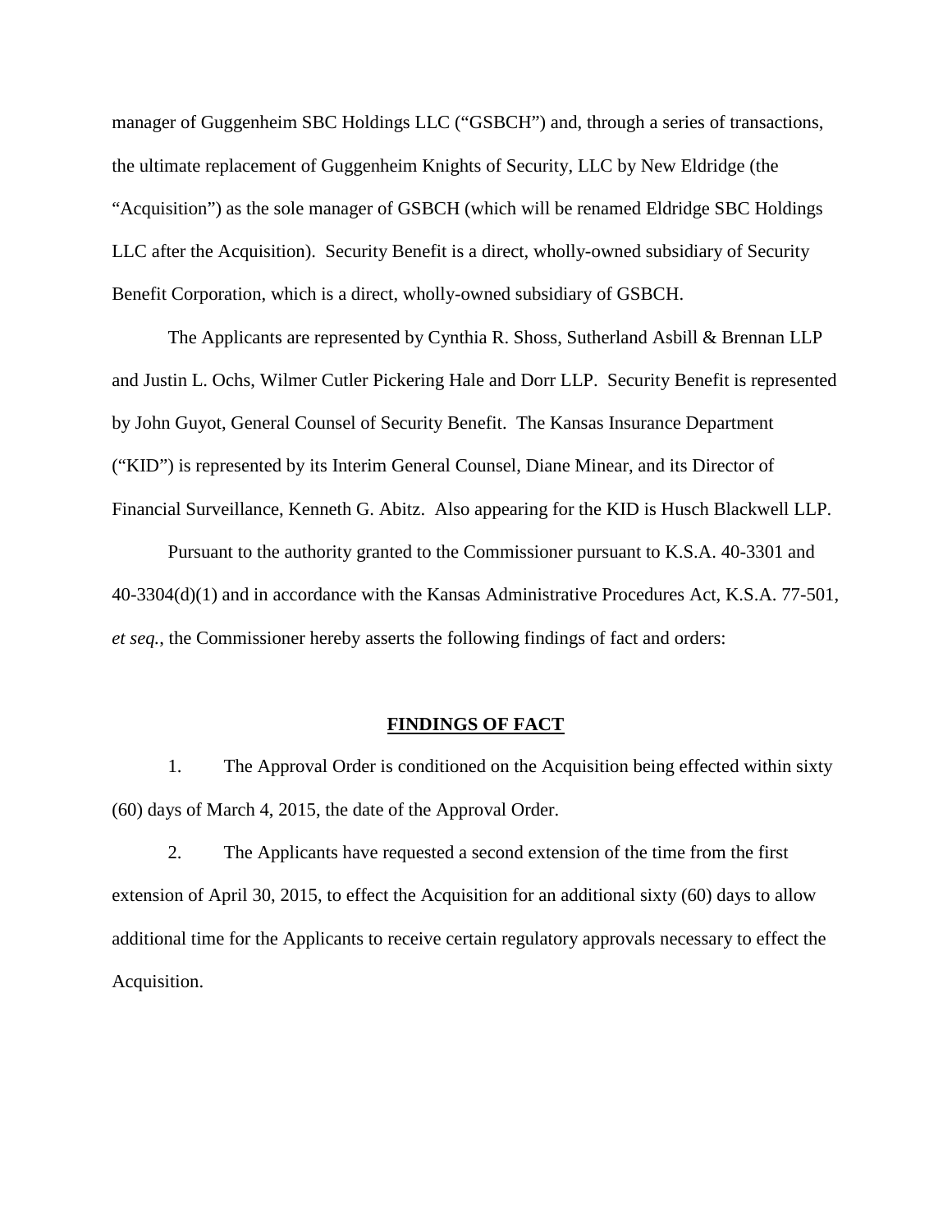manager of Guggenheim SBC Holdings LLC ("GSBCH") and, through a series of transactions, the ultimate replacement of Guggenheim Knights of Security, LLC by New Eldridge (the "Acquisition") as the sole manager of GSBCH (which will be renamed Eldridge SBC Holdings LLC after the Acquisition). Security Benefit is a direct, wholly-owned subsidiary of Security Benefit Corporation, which is a direct, wholly-owned subsidiary of GSBCH.

The Applicants are represented by Cynthia R. Shoss, Sutherland Asbill & Brennan LLP and Justin L. Ochs, Wilmer Cutler Pickering Hale and Dorr LLP. Security Benefit is represented by John Guyot, General Counsel of Security Benefit. The Kansas Insurance Department ("KID") is represented by its Interim General Counsel, Diane Minear, and its Director of Financial Surveillance, Kenneth G. Abitz. Also appearing for the KID is Husch Blackwell LLP.

Pursuant to the authority granted to the Commissioner pursuant to K.S.A. 40-3301 and 40-3304(d)(1) and in accordance with the Kansas Administrative Procedures Act, K.S.A. 77-501, *et seq.*, the Commissioner hereby asserts the following findings of fact and orders:

## FINDINGS OF FACT

1. The Approval Order is conditioned on the Acquisition being effected within sixty (60) days of March 4, 2015, the date of the Approval Order.

2. The Applicants have requested a second extension of the time from the first extension of April 30, 2015, to effect the Acquisition for an additional sixty (60) days to allow additional time for the Applicants to receive certain regulatory approvals necessary to effect the Acquisition.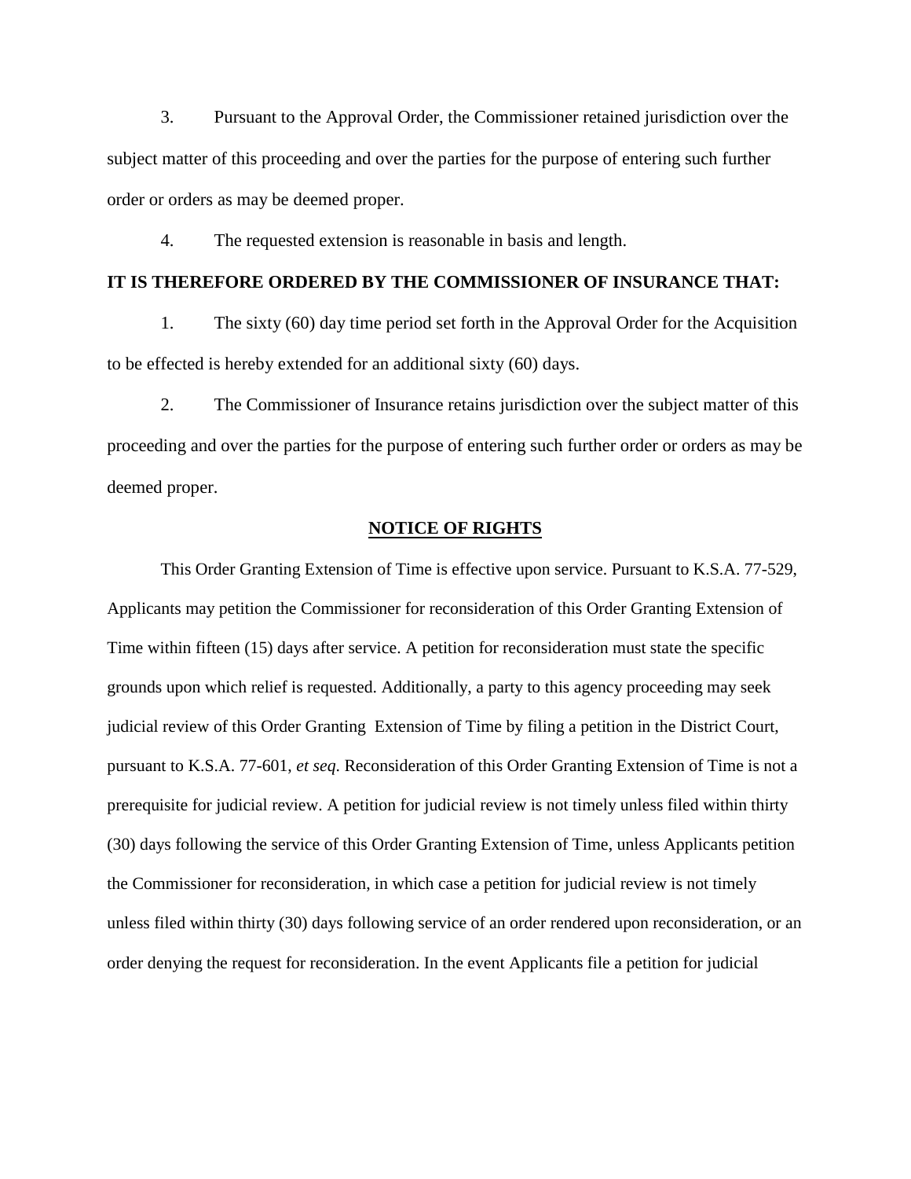3. Pursuant to the Approval Order, the Commissioner retained jurisdiction over the subject matter of this proceeding and over the parties for the purpose of entering such further order or orders as may be deemed proper.

4. The requested extension is reasonable in basis and length.

**IT IS THEREFORE ORDERED BY THE COMMISSIONER OF INSURANCE THAT:**

1. The sixty (60) day time period set forth in the Approval Order for the Acquisition to be effected is hereby extended for an additional sixty (60) days.

2. The Commissioner of Insurance retains jurisdiction over the subject matter of this proceeding and over the parties for the purpose of entering such further order or orders as may be deemed proper.

## NOTICE OF RIGHTS

This Order Granting Extension of Time is effective upon service. Pursuant to K.S.A. 77-529, Applicants may petition the Commissioner for reconsideration of this Order Granting Extension of Time within fifteen (15) days after service. A petition for reconsideration must state the specific grounds upon which relief is requested. Additionally, a party to this agency proceeding may seek judicial review of this Order Granting Extension of Time by filing a petition in the District Court, pursuant to K.S.A. 77-601, *et seq*. Reconsideration of this Order Granting Extension of Time is not a prerequisite for judicial review. A petition for judicial review is not timely unless filed within thirty (30) days following the service of this Order Granting Extension of Time, unless Applicants petition the Commissioner for reconsideration, in which case a petition for judicial review is not timely unless filed within thirty (30) days following service of an order rendered upon reconsideration, or an order denying the request for reconsideration. In the event Applicants file a petition for judicial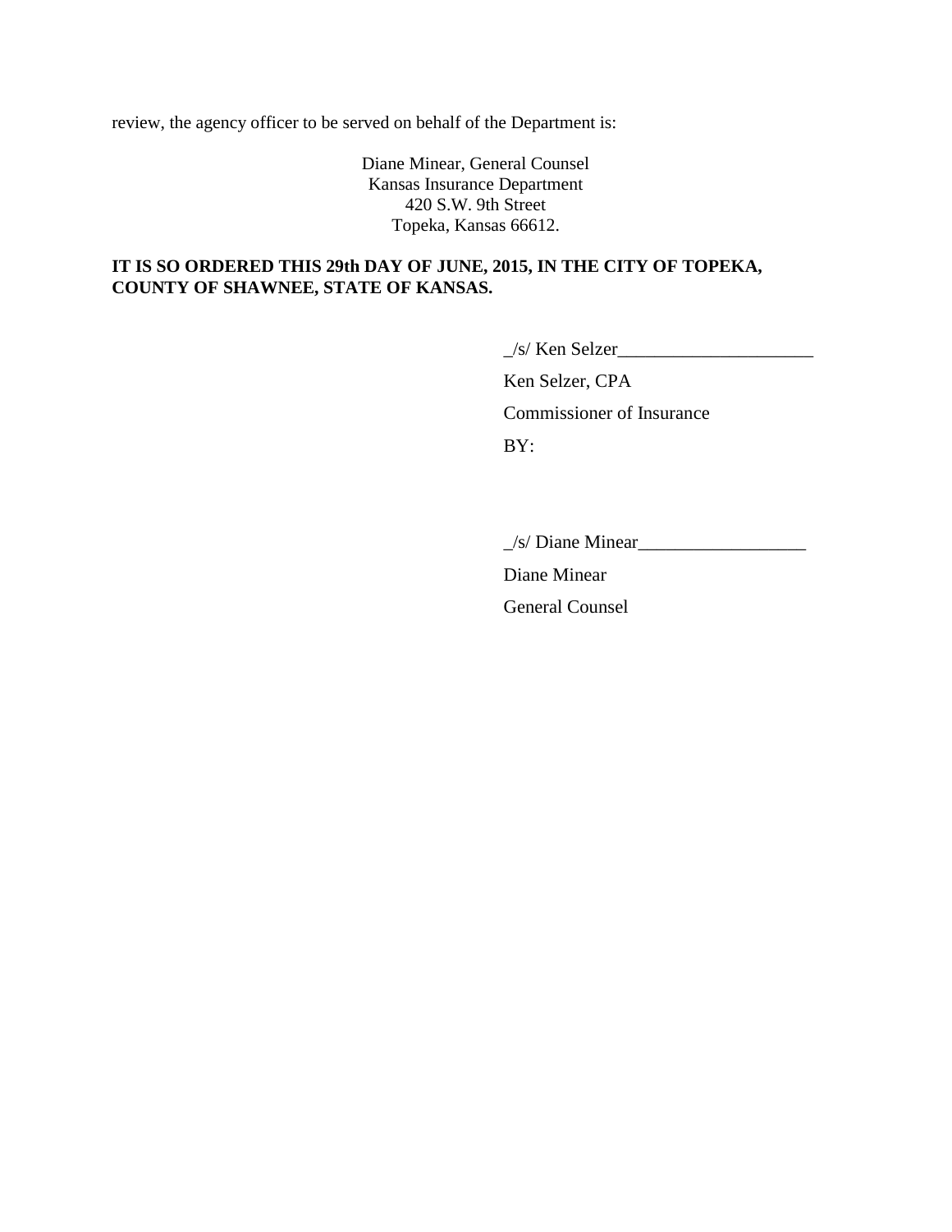review, the agency officer to be served on behalf of the Department is:

Diane Minear, General Counsel
Kansas Insurance Department
420 S.W. 9th Street
Topeka, Kansas 66612.

**IT IS SO ORDERED THIS 29th DAY OF JUNE, 2015, IN THE CITY OF TOPEKA, COUNTY OF SHAWNEE, STATE OF KANSAS.**

_/s/ Ken Selzer_____________________

Ken Selzer, CPA

Commissioner of Insurance

BY:

_/s/ Diane Minear__________________

Diane Minear

General Counsel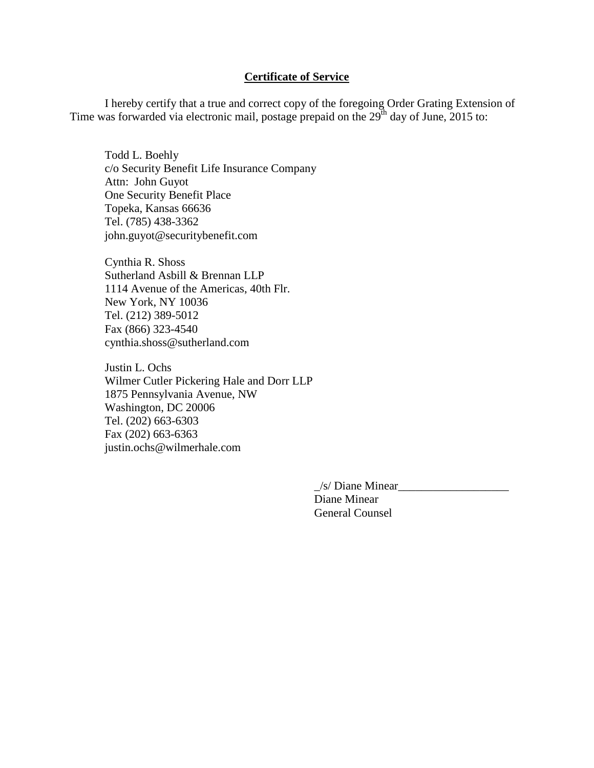**Certificate of Service**

I hereby certify that a true and correct copy of the foregoing Order Grating Extension of Time was forwarded via electronic mail, postage prepaid on the 29th day of June, 2015 to:

Todd L. Boehly
c/o Security Benefit Life Insurance Company
Attn: John Guyot
One Security Benefit Place
Topeka, Kansas 66636
Tel. (785) 438-3362
john.guyot@securitybenefit.com

Cynthia R. Shoss
Sutherland Asbill & Brennan LLP
1114 Avenue of the Americas, 40th Flr.
New York, NY 10036
Tel. (212) 389-5012
Fax (866) 323-4540
cynthia.shoss@sutherland.com

Justin L. Ochs
Wilmer Cutler Pickering Hale and Dorr LLP
1875 Pennsylvania Avenue, NW
Washington, DC 20006
Tel. (202) 663-6303
Fax (202) 663-6363
justin.ochs@wilmerhale.com

_/s/ Diane Minear___________________
Diane Minear
General Counsel